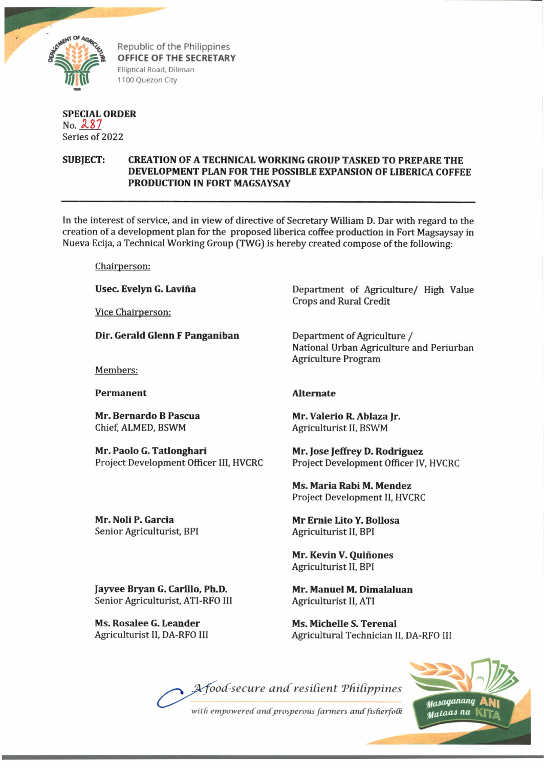Republic of the Philippines
**OFFICE OF THE SECRETARY**
Elliptical Road, Diliman
1100 Quezon City

**SPECIAL ORDER**
No. 287
Series of 2022

**SUBJECT: CREATION OF A TECHNICAL WORKING GROUP TASKED TO PREPARE THE DEVELOPMENT PLAN FOR THE POSSIBLE EXPANSION OF LIBERICA COFFEE PRODUCTION IN FORT MAGSAYSAY**

---

In the interest of service, and in view of directive of Secretary William D. Dar with regard to the creation of a development plan for the proposed liberica coffee production in Fort Magsaysay in Nueva Ecija, a Technical Working Group (TWG) is hereby created compose of the following:

Chairperson:

**Usec. Evelyn G. Laviña** — Department of Agriculture/ High Value Crops and Rural Credit

Vice Chairperson:

**Dir. Gerald Glenn F Panganiban** — Department of Agriculture / National Urban Agriculture and Periurban Agriculture Program

Members:

| Permanent | Alternate |
|---|---|
| **Mr. Bernardo B Pascua**<br>Chief, ALMED, BSWM | **Mr. Valerio R. Ablaza Jr.**<br>Agriculturist II, BSWM |
| **Mr. Paolo G. Tatlonghari**<br>Project Development Officer III, HVCRC | **Mr. Jose Jeffrey D. Rodriguez**<br>Project Development Officer IV, HVCRC |
| | **Ms. Maria Rabi M. Mendez**<br>Project Development II, HVCRC |
| **Mr. Noli P. Garcia**<br>Senior Agriculturist, BPI | **Mr Ernie Lito Y. Bollosa**<br>Agriculturist II, BPI |
| | **Mr. Kevin V. Quiñones**<br>Agriculturist II, BPI |
| **Jayvee Bryan G. Carillo, Ph.D.**<br>Senior Agriculturist, ATI-RFO III | **Mr. Manuel M. Dimalaluan**<br>Agriculturist II, ATI |
| **Ms. Rosalee G. Leander**<br>Agriculturist II, DA-RFO III | **Ms. Michelle S. Terenal**<br>Agricultural Technician II, DA-RFO III |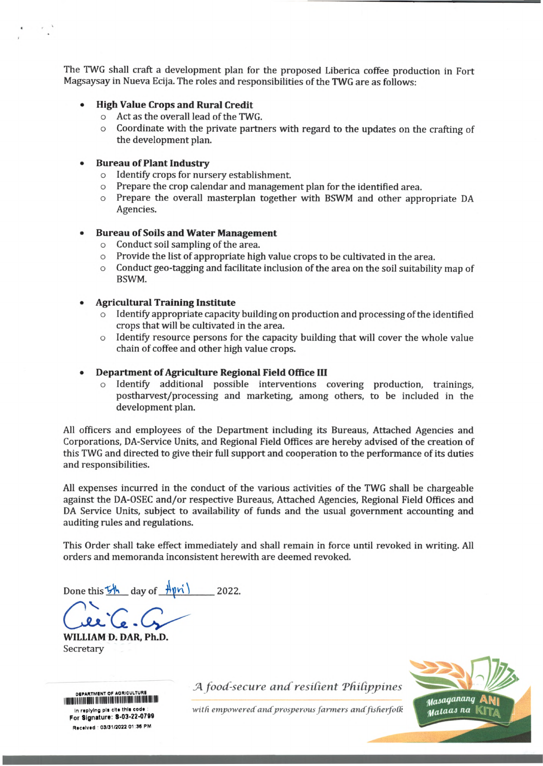The TWG shall craft a development plan for the proposed Liberica coffee production in Fort Magsaysay in Nueva Ecija. The roles and responsibilities of the TWG are as follows:

- **High Value Crops and Rural Credit**
  - Act as the overall lead of the TWG.
  - Coordinate with the private partners with regard to the updates on the crafting of the development plan.

- **Bureau of Plant Industry**
  - Identify crops for nursery establishment.
  - Prepare the crop calendar and management plan for the identified area.
  - Prepare the overall masterplan together with BSWM and other appropriate DA Agencies.

- **Bureau of Soils and Water Management**
  - Conduct soil sampling of the area.
  - Provide the list of appropriate high value crops to be cultivated in the area.
  - Conduct geo-tagging and facilitate inclusion of the area on the soil suitability map of BSWM.

- **Agricultural Training Institute**
  - Identify appropriate capacity building on production and processing of the identified crops that will be cultivated in the area.
  - Identify resource persons for the capacity building that will cover the whole value chain of coffee and other high value crops.

- **Department of Agriculture Regional Field Office III**
  - Identify additional possible interventions covering production, trainings, postharvest/processing and marketing, among others, to be included in the development plan.

All officers and employees of the Department including its Bureaus, Attached Agencies and Corporations, DA-Service Units, and Regional Field Offices are hereby advised of the creation of this TWG and directed to give their full support and cooperation to the performance of its duties and responsibilities.

All expenses incurred in the conduct of the various activities of the TWG shall be chargeable against the DA-OSEC and/or respective Bureaus, Attached Agencies, Regional Field Offices and DA Service Units, subject to availability of funds and the usual government accounting and auditing rules and regulations.

This Order shall take effect immediately and shall remain in force until revoked in writing. All orders and memoranda inconsistent herewith are deemed revoked.

Done this 5th day of April 2022.

**WILLIAM D. DAR, Ph.D.**
Secretary

DEPARTMENT OF AGRICULTURE
In replying pls cite this code:
For Signature: S-03-22-0799
Received : 03/31/2022 01:36 PM

*A food-secure and resilient Philippines*
*with empowered and prosperous farmers and fisherfolk*

Masaganang ANI Mataas na KITA